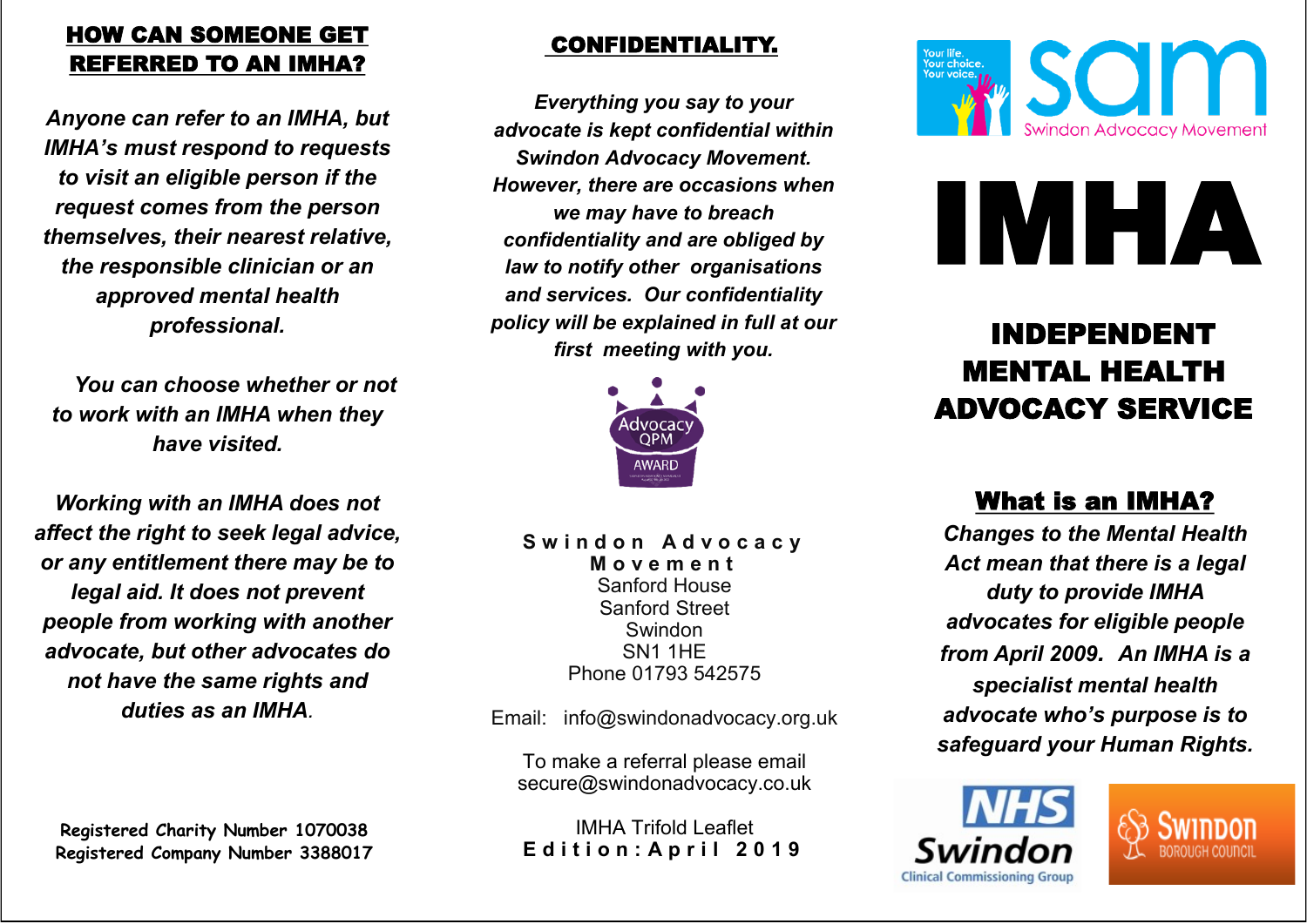## HOW CAN SOMEONE GET REFERRED TO AN IMHA?

*Anyone can refer to an IMHA, but IMHA's must respond to requests to visit an eligible person if the request comes from the person themselves, their nearest relative, the responsible clinician or an approved mental health professional.*

*You can choose whether or not to work with an IMHA when they have visited.*

*Working with an IMHA does not affect the right to seek legal advice, or any entitlement there may be to legal aid. It does not prevent people from working with another advocate, but other advocates do not have the same rights and duties as an IMHA.*

Registered Charity Number 1070038
Registered Company Number 3388017

## CONFIDENTIALITY.

*Everything you say to your advocate is kept confidential within Swindon Advocacy Movement. However, there are occasions when we may have to breach confidentiality and are obliged by law to notify other organisations and services. Our confidentiality policy will be explained in full at our first meeting with you.*

Advocacy QPM AWARD

**Swindon Advocacy Movement**
Sanford House
Sanford Street
Swindon
SN1 1HE
Phone 01793 542575

Email: info@swindonadvocacy.org.uk

To make a referral please email
secure@swindonadvocacy.co.uk

IMHA Trifold Leaflet
**Edition: April 2019**

Your life. Your choice. Your voice.

sam Swindon Advocacy Movement

# IMHA

# INDEPENDENT MENTAL HEALTH ADVOCACY SERVICE

## What is an IMHA?

*Changes to the Mental Health Act mean that there is a legal duty to provide IMHA advocates for eligible people from April 2009. An IMHA is a specialist mental health advocate who's purpose is to safeguard your Human Rights.*

NHS Swindon Clinical Commissioning Group

Swindon Borough Council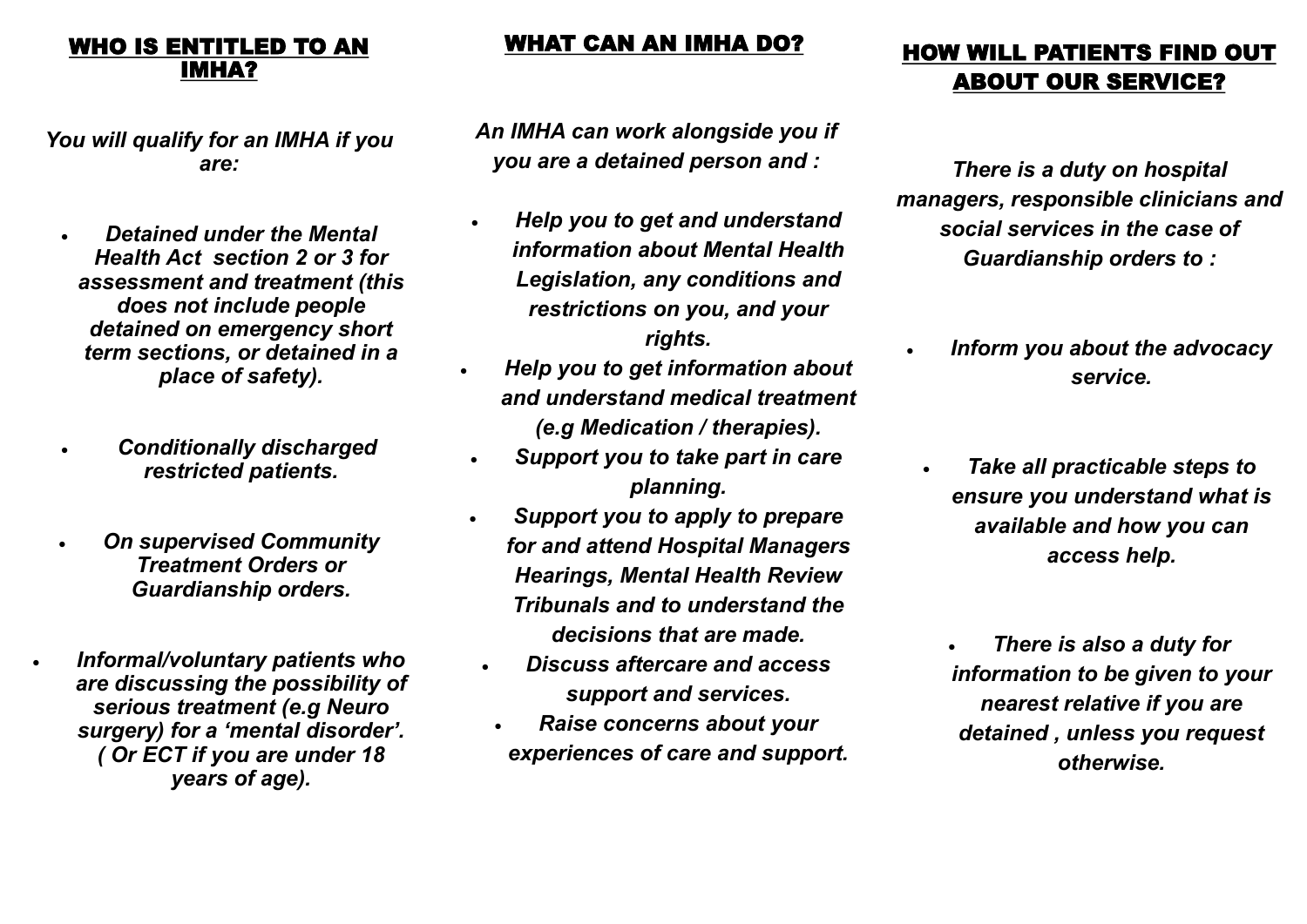## WHO IS ENTITLED TO AN IMHA?

***You will qualify for an IMHA if you are:***

- ***Detained under the Mental Health Act section 2 or 3 for assessment and treatment (this does not include people detained on emergency short term sections, or detained in a place of safety).***
- ***Conditionally discharged restricted patients.***
- ***On supervised Community Treatment Orders or Guardianship orders.***
- ***Informal/voluntary patients who are discussing the possibility of serious treatment (e.g Neuro surgery) for a 'mental disorder'. ( Or ECT if you are under 18 years of age).***

## WHAT CAN AN IMHA DO?

***An IMHA can work alongside you if you are a detained person and :***

- ***Help you to get and understand information about Mental Health Legislation, any conditions and restrictions on you, and your rights.***
- ***Help you to get information about and understand medical treatment (e.g Medication / therapies).***
- ***Support you to take part in care planning.***
- ***Support you to apply to prepare for and attend Hospital Managers Hearings, Mental Health Review Tribunals and to understand the decisions that are made.***
- ***Discuss aftercare and access support and services.***
- ***Raise concerns about your experiences of care and support.***

## HOW WILL PATIENTS FIND OUT ABOUT OUR SERVICE?

***There is a duty on hospital managers, responsible clinicians and social services in the case of Guardianship orders to :***

- ***Inform you about the advocacy service.***
- ***Take all practicable steps to ensure you understand what is available and how you can access help.***
- ***There is also a duty for information to be given to your nearest relative if you are detained , unless you request otherwise.***